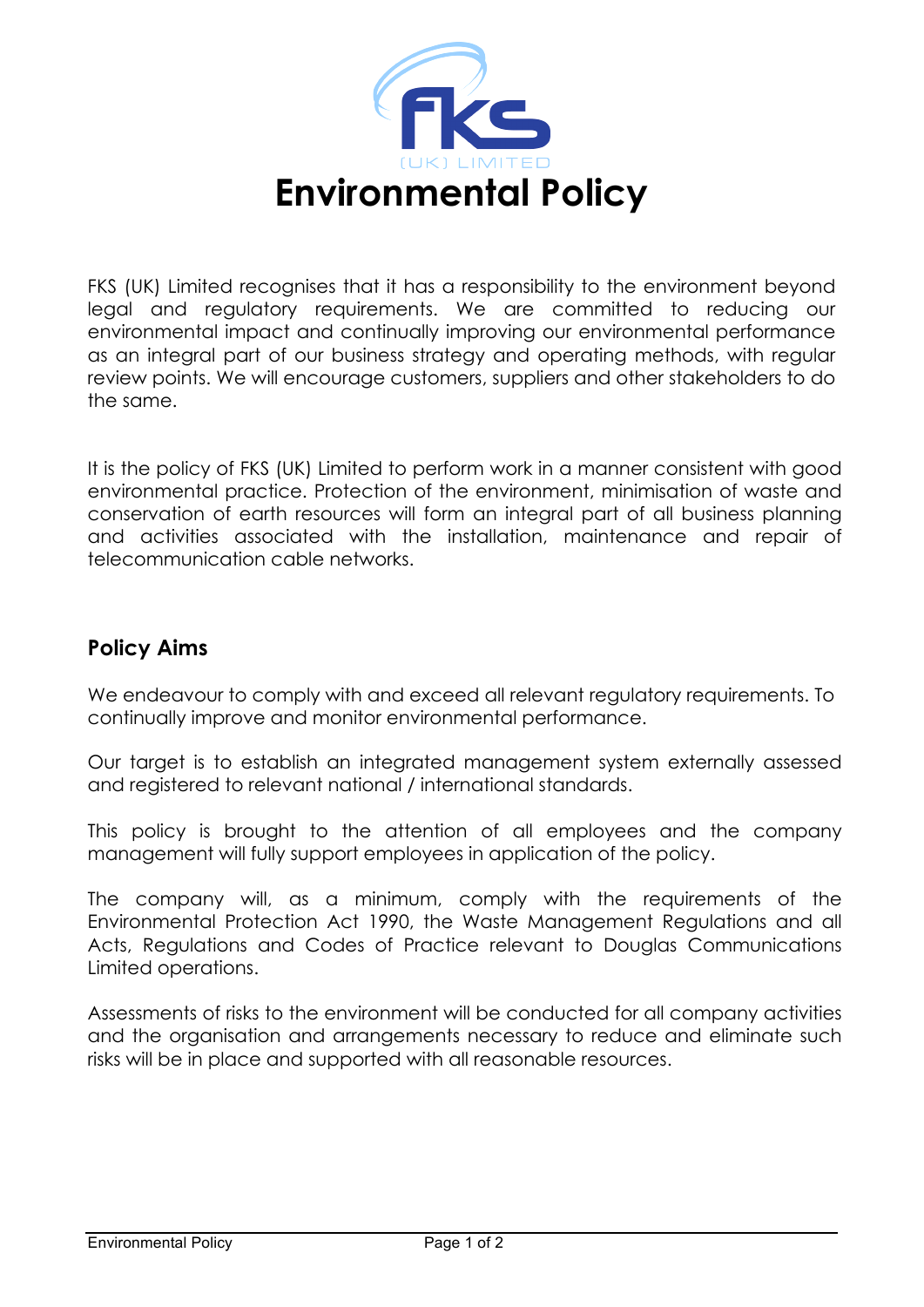FKS

(UK) LIMITED

# Environmental Policy

FKS (UK) Limited recognises that it has a responsibility to the environment beyond legal and regulatory requirements. We are committed to reducing our environmental impact and continually improving our environmental performance as an integral part of our business strategy and operating methods, with regular review points. We will encourage customers, suppliers and other stakeholders to do the same.

It is the policy of FKS (UK) Limited to perform work in a manner consistent with good environmental practice. Protection of the environment, minimisation of waste and conservation of earth resources will form an integral part of all business planning and activities associated with the installation, maintenance and repair of telecommunication cable networks.

## Policy Aims

We endeavour to comply with and exceed all relevant regulatory requirements. To continually improve and monitor environmental performance.

Our target is to establish an integrated management system externally assessed and registered to relevant national / international standards.

This policy is brought to the attention of all employees and the company management will fully support employees in application of the policy.

The company will, as a minimum, comply with the requirements of the Environmental Protection Act 1990, the Waste Management Regulations and all Acts, Regulations and Codes of Practice relevant to Douglas Communications Limited operations.

Assessments of risks to the environment will be conducted for all company activities and the organisation and arrangements necessary to reduce and eliminate such risks will be in place and supported with all reasonable resources.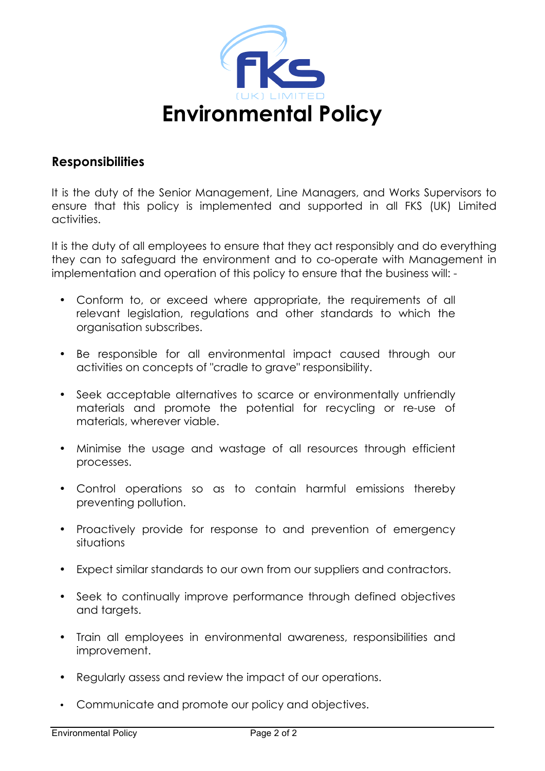FKS (UK) LIMITED

# Environmental Policy

## Responsibilities

It is the duty of the Senior Management, Line Managers, and Works Supervisors to ensure that this policy is implemented and supported in all FKS (UK) Limited activities.

It is the duty of all employees to ensure that they act responsibly and do everything they can to safeguard the environment and to co-operate with Management in implementation and operation of this policy to ensure that the business will: -

- Conform to, or exceed where appropriate, the requirements of all relevant legislation, regulations and other standards to which the organisation subscribes.
- Be responsible for all environmental impact caused through our activities on concepts of "cradle to grave" responsibility.
- Seek acceptable alternatives to scarce or environmentally unfriendly materials and promote the potential for recycling or re-use of materials, wherever viable.
- Minimise the usage and wastage of all resources through efficient processes.
- Control operations so as to contain harmful emissions thereby preventing pollution.
- Proactively provide for response to and prevention of emergency situations
- Expect similar standards to our own from our suppliers and contractors.
- Seek to continually improve performance through defined objectives and targets.
- Train all employees in environmental awareness, responsibilities and improvement.
- Regularly assess and review the impact of our operations.
- Communicate and promote our policy and objectives.